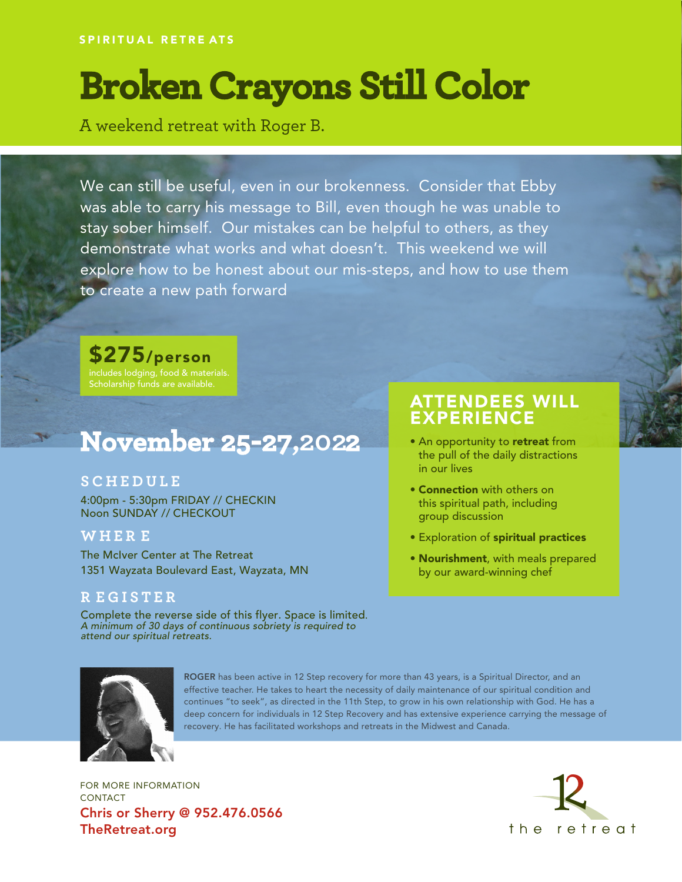SPIRITUAL RETREATS

# Broken Crayons Still Color

A weekend retreat with Roger B.

We can still be useful, even in our brokenness. Consider that Ebby was able to carry his message to Bill, even though he was unable to stay sober himself. Our mistakes can be helpful to others, as they demonstrate what works and what doesn't. This weekend we will explore how to be honest about our mis-steps, and how to use them to create a new path forward

**$275/person**
includes lodging, food & materials.
Scholarship funds are available.

## November 25-27,2022

### SCHEDULE

4:00pm - 5:30pm FRIDAY // CHECKIN
Noon SUNDAY // CHECKOUT

### WHERE

The McIver Center at The Retreat
1351 Wayzata Boulevard East, Wayzata, MN

### REGISTER

Complete the reverse side of this flyer. Space is limited.
*A minimum of 30 days of continuous sobriety is required to attend our spiritual retreats.*

## ATTENDEES WILL EXPERIENCE

- An opportunity to **retreat** from the pull of the daily distractions in our lives
- **Connection** with others on this spiritual path, including group discussion
- Exploration of **spiritual practices**
- **Nourishment**, with meals prepared by our award-winning chef

**ROGER** has been active in 12 Step recovery for more than 43 years, is a Spiritual Director, and an effective teacher. He takes to heart the necessity of daily maintenance of our spiritual condition and continues "to seek", as directed in the 11th Step, to grow in his own relationship with God. He has a deep concern for individuals in 12 Step Recovery and has extensive experience carrying the message of recovery. He has facilitated workshops and retreats in the Midwest and Canada.

FOR MORE INFORMATION CONTACT
**Chris or Sherry @ 952.476.0566**
**TheRetreat.org**

the retreat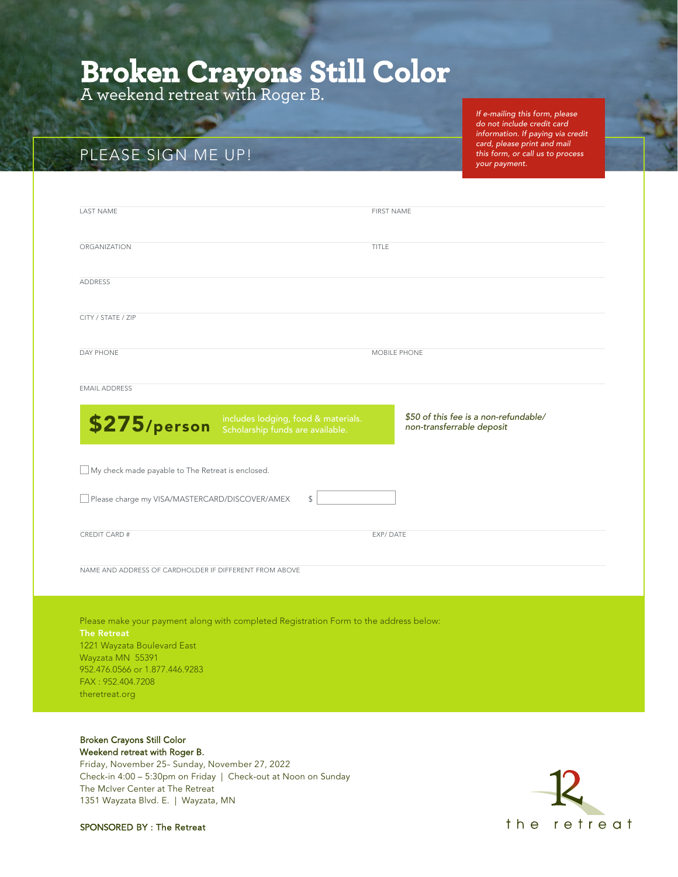# Broken Crayons Still Color

A weekend retreat with Roger B.

*If e-mailing this form, please do not include credit card information. If paying via credit card, please print and mail this form, or call us to process your payment.*

## PLEASE SIGN ME UP!

LAST NAME

FIRST NAME

ORGANIZATION

TITLE

ADDRESS

CITY / STATE / ZIP

DAY PHONE

MOBILE PHONE

EMAIL ADDRESS

**$275/person** includes lodging, food & materials. Scholarship funds are available.

*$50 of this fee is a non-refundable/ non-transferrable deposit*

☐ My check made payable to The Retreat is enclosed.

☐ Please charge my VISA/MASTERCARD/DISCOVER/AMEX $

CREDIT CARD #

EXP/ DATE

NAME AND ADDRESS OF CARDHOLDER IF DIFFERENT FROM ABOVE

Please make your payment along with completed Registration Form to the address below:

**The Retreat**
1221 Wayzata Boulevard East
Wayzata MN 55391
952.476.0566 or 1.877.446.9283
FAX : 952.404.7208
theretreat.org

Broken Crayons Still Color
Weekend retreat with Roger B.
Friday, November 25- Sunday, November 27, 2022
Check-in 4:00 – 5:30pm on Friday | Check-out at Noon on Sunday
The McIver Center at The Retreat
1351 Wayzata Blvd. E. | Wayzata, MN

SPONSORED BY : The Retreat

the retreat